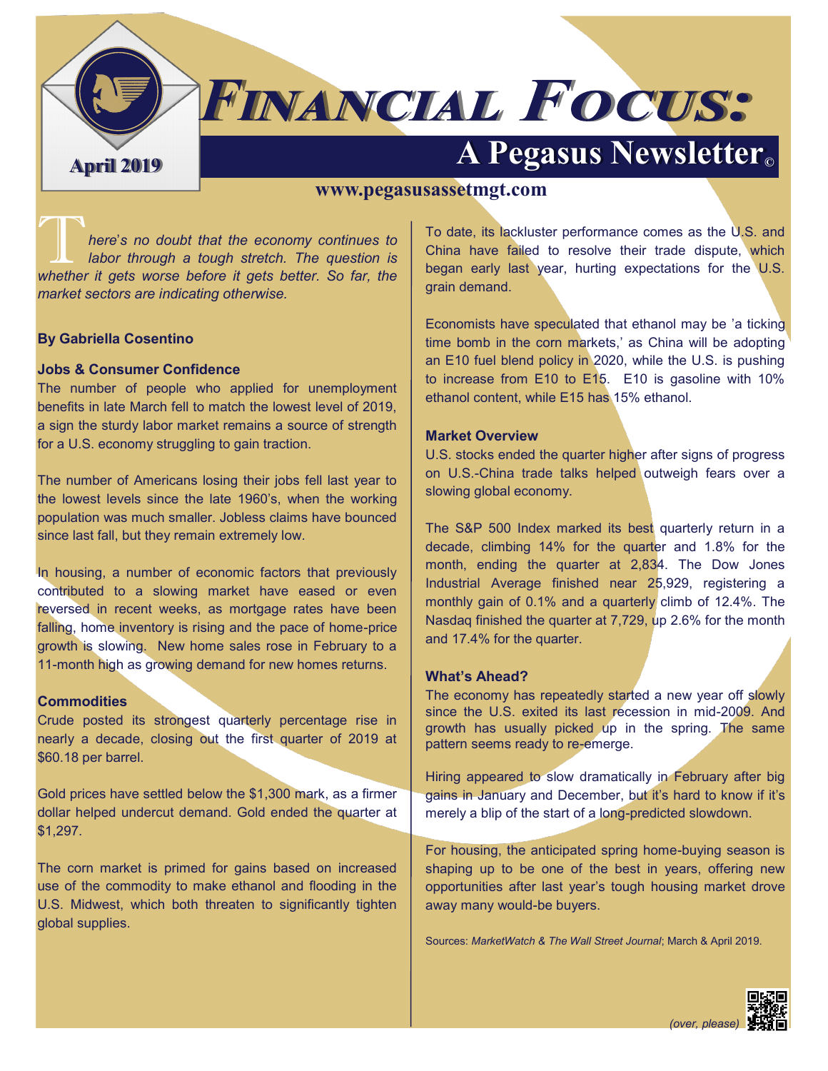# Financial Focus:

## A Pegasus Newsletter©

April 2019

www.pegasusassetmgt.com

*There's no doubt that the economy continues to labor through a tough stretch. The question is whether it gets worse before it gets better. So far, the market sectors are indicating otherwise.*

**By Gabriella Cosentino**

### Jobs & Consumer Confidence

The number of people who applied for unemployment benefits in late March fell to match the lowest level of 2019, a sign the sturdy labor market remains a source of strength for a U.S. economy struggling to gain traction.

The number of Americans losing their jobs fell last year to the lowest levels since the late 1960's, when the working population was much smaller. Jobless claims have bounced since last fall, but they remain extremely low.

In housing, a number of economic factors that previously contributed to a slowing market have eased or even reversed in recent weeks, as mortgage rates have been falling, home inventory is rising and the pace of home-price growth is slowing. New home sales rose in February to a 11-month high as growing demand for new homes returns.

### Commodities

Crude posted its strongest quarterly percentage rise in nearly a decade, closing out the first quarter of 2019 at $60.18 per barrel.

Gold prices have settled below the $1,300 mark, as a firmer dollar helped undercut demand. Gold ended the quarter at $1,297.

The corn market is primed for gains based on increased use of the commodity to make ethanol and flooding in the U.S. Midwest, which both threaten to significantly tighten global supplies.

To date, its lackluster performance comes as the U.S. and China have failed to resolve their trade dispute, which began early last year, hurting expectations for the U.S. grain demand.

Economists have speculated that ethanol may be 'a ticking time bomb in the corn markets,' as China will be adopting an E10 fuel blend policy in 2020, while the U.S. is pushing to increase from E10 to E15. E10 is gasoline with 10% ethanol content, while E15 has 15% ethanol.

### Market Overview

U.S. stocks ended the quarter higher after signs of progress on U.S.-China trade talks helped outweigh fears over a slowing global economy.

The S&P 500 Index marked its best quarterly return in a decade, climbing 14% for the quarter and 1.8% for the month, ending the quarter at 2,834. The Dow Jones Industrial Average finished near 25,929, registering a monthly gain of 0.1% and a quarterly climb of 12.4%. The Nasdaq finished the quarter at 7,729, up 2.6% for the month and 17.4% for the quarter.

### What's Ahead?

The economy has repeatedly started a new year off slowly since the U.S. exited its last recession in mid-2009. And growth has usually picked up in the spring. The same pattern seems ready to re-emerge.

Hiring appeared to slow dramatically in February after big gains in January and December, but it's hard to know if it's merely a blip of the start of a long-predicted slowdown.

For housing, the anticipated spring home-buying season is shaping up to be one of the best in years, offering new opportunities after last year's tough housing market drove away many would-be buyers.

Sources: *MarketWatch & The Wall Street Journal*; March & April 2019.

*(over, please)*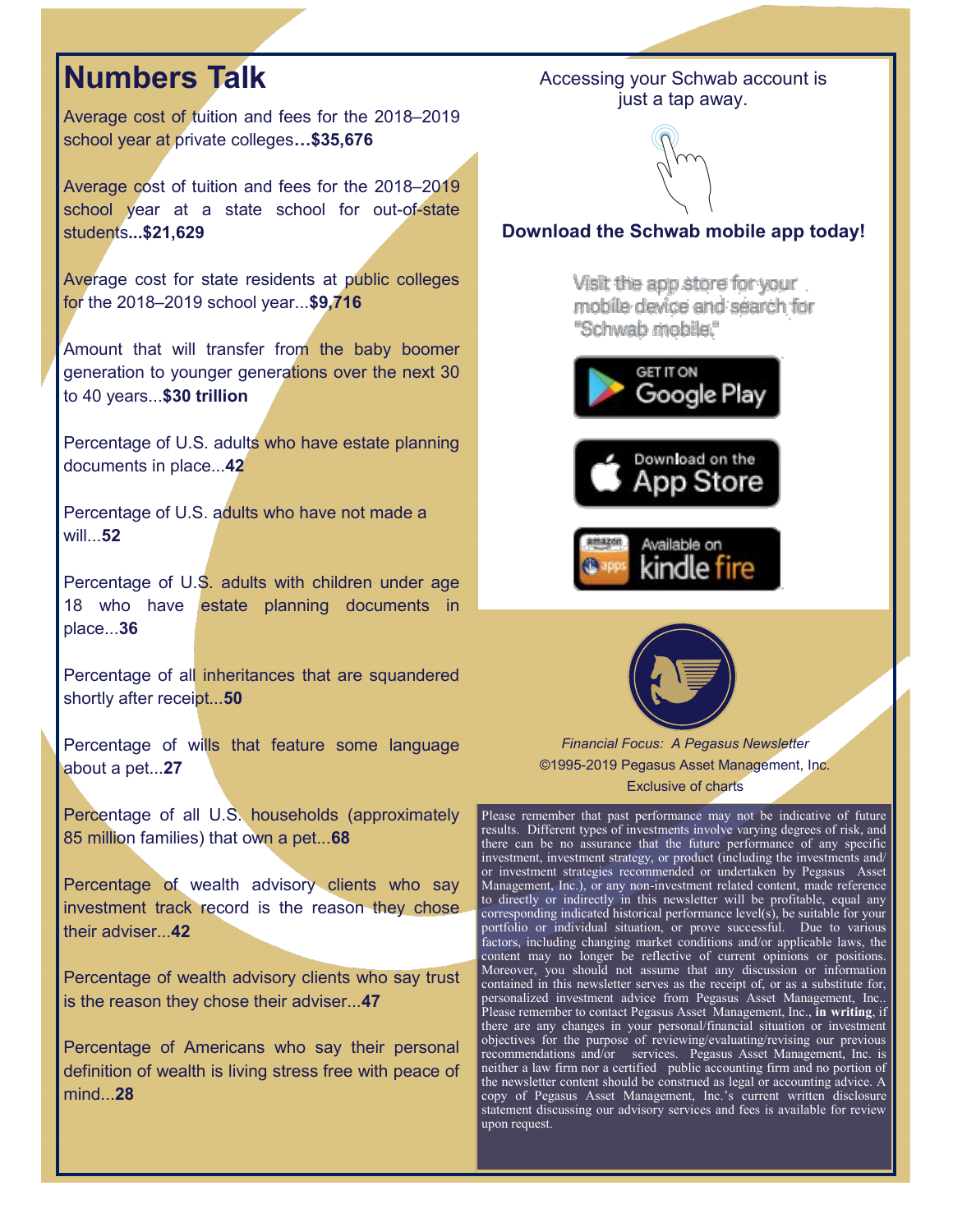# Numbers Talk

Average cost of tuition and fees for the 2018–2019 school year at private colleges**…$35,676**

Average cost of tuition and fees for the 2018–2019 school year at a state school for out-of-state students**...$21,629**

Average cost for state residents at public colleges for the 2018–2019 school year...**$9,716**

Amount that will transfer from the baby boomer generation to younger generations over the next 30 to 40 years...**$30 trillion**

Percentage of U.S. adults who have estate planning documents in place...**42**

Percentage of U.S. adults who have not made a will...**52**

Percentage of U.S. adults with children under age 18 who have estate planning documents in place...**36**

Percentage of all inheritances that are squandered shortly after receipt...**50**

Percentage of wills that feature some language about a pet...**27**

Percentage of all U.S. households (approximately 85 million families) that own a pet...**68**

Percentage of wealth advisory clients who say investment track record is the reason they chose their adviser...**42**

Percentage of wealth advisory clients who say trust is the reason they chose their adviser...**47**

Percentage of Americans who say their personal definition of wealth is living stress free with peace of mind...**28**

Accessing your Schwab account is just a tap away.

**Download the Schwab mobile app today!**

Visit the app store for your mobile device and search for "Schwab mobile."

GET IT ON Google Play

Download on the App Store

amazon apps Available on kindle fire

*Financial Focus: A Pegasus Newsletter*

©1995-2019 Pegasus Asset Management, Inc.

Exclusive of charts

Please remember that past performance may not be indicative of future results. Different types of investments involve varying degrees of risk, and there can be no assurance that the future performance of any specific investment, investment strategy, or product (including the investments and/or investment strategies recommended or undertaken by Pegasus Asset Management, Inc.), or any non-investment related content, made reference to directly or indirectly in this newsletter will be profitable, equal any corresponding indicated historical performance level(s), be suitable for your portfolio or individual situation, or prove successful. Due to various factors, including changing market conditions and/or applicable laws, the content may no longer be reflective of current opinions or positions. Moreover, you should not assume that any discussion or information contained in this newsletter serves as the receipt of, or as a substitute for, personalized investment advice from Pegasus Asset Management, Inc.. Please remember to contact Pegasus Asset Management, Inc., **in writing**, if there are any changes in your personal/financial situation or investment objectives for the purpose of reviewing/evaluating/revising our previous recommendations and/or services. Pegasus Asset Management, Inc. is neither a law firm nor a certified public accounting firm and no portion of the newsletter content should be construed as legal or accounting advice. A copy of Pegasus Asset Management, Inc.'s current written disclosure statement discussing our advisory services and fees is available for review upon request.